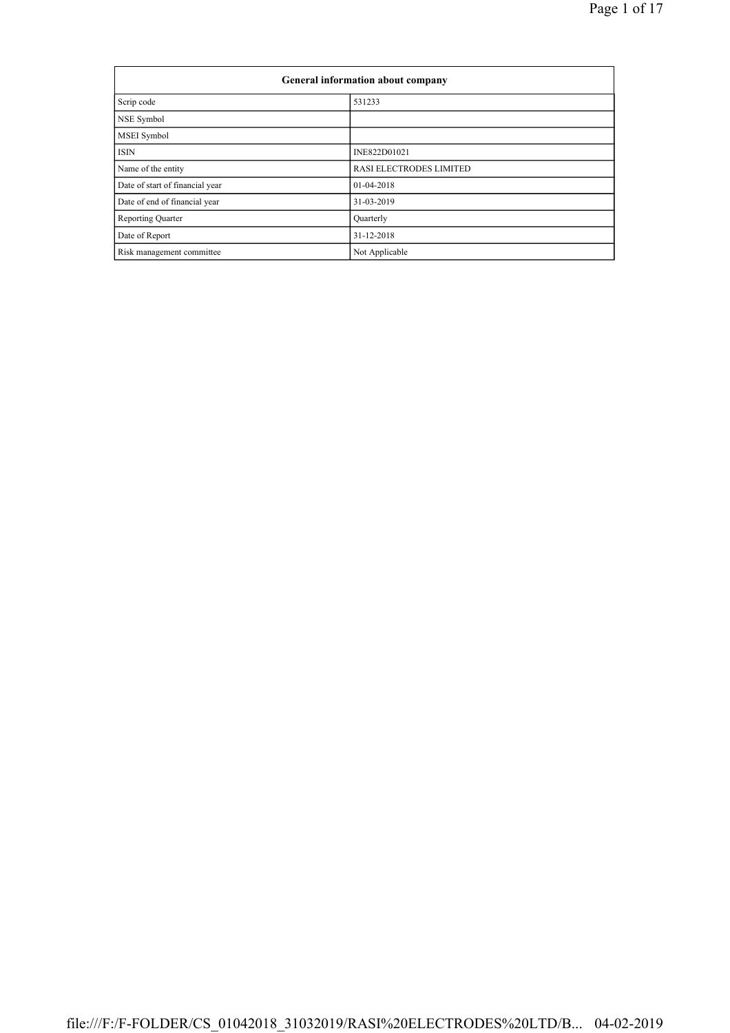| General information about company | |
|---|---|
| Scrip code | 531233 |
| NSE Symbol | |
| MSEI Symbol | |
| ISIN | INE822D01021 |
| Name of the entity | RASI ELECTRODES LIMITED |
| Date of start of financial year | 01-04-2018 |
| Date of end of financial year | 31-03-2019 |
| Reporting Quarter | Quarterly |
| Date of Report | 31-12-2018 |
| Risk management committee | Not Applicable |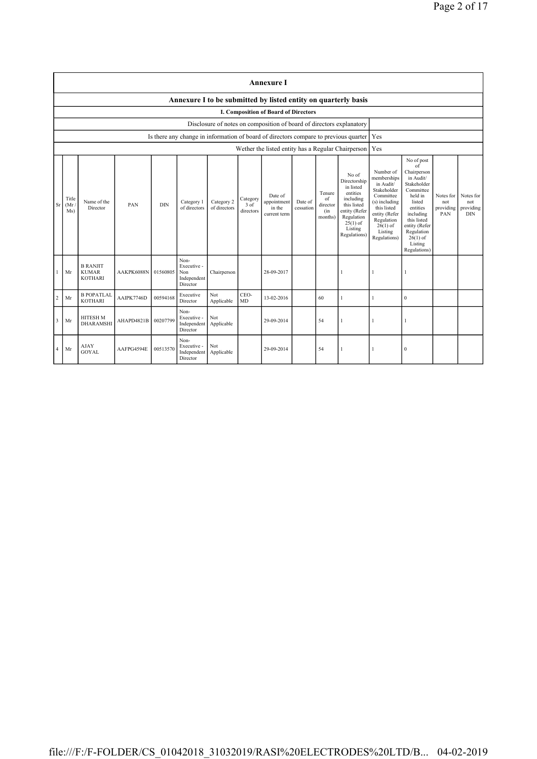## Annexure I

### Annexure I to be submitted by listed entity on quarterly basis

#### I. Composition of Board of Directors

| Disclosure of notes on composition of board of directors explanatory | |
|---|---|
| Is there any change in information of board of directors compare to previous quarter | Yes |
| Wether the listed entity has a Regular Chairperson | Yes |

| Sr | Title (Mr / Ms) | Name of the Director | PAN | DIN | Category 1 of directors | Category 2 of directors | Category 3 of directors | Date of appointment in the current term | Date of cessation | Tenure of director (in months) | No of Directorship in listed entities including this listed entity (Refer Regulation 25(1) of Listing Regulations) | Number of memberships in Audit/ Stakeholder Committee (s) including this listed entity (Refer Regulation 26(1) of Listing Regulations) | No of post of Chairperson in Audit/ Stakeholder Committee held in listed entities including this listed entity (Refer Regulation 26(1) of Listing Regulations) | Notes for not providing PAN | Notes for not providing DIN |
|---|---|---|---|---|---|---|---|---|---|---|---|---|---|---|---|
| 1 | Mr | B RANJIT KUMAR KOTHARI | AAKPK6088N | 01560805 | Non-Executive - Non Independent Director | Chairperson | | 28-09-2017 | | | 1 | 1 | 1 | | |
| 2 | Mr | B POPATLAL KOTHARI | AAIPK7746D | 00594168 | Executive Director | Not Applicable | CEO-MD | 13-02-2016 | | 60 | 1 | 1 | 0 | | |
| 3 | Mr | HITESH M DHARAMSHI | AHAPD4821B | 00207799 | Non-Executive - Independent Director | Not Applicable | | 29-09-2014 | | 54 | 1 | 1 | 1 | | |
| 4 | Mr | AJAY GOYAL | AAFPG4594E | 00513570 | Non-Executive - Independent Director | Not Applicable | | 29-09-2014 | | 54 | 1 | 1 | 0 | | |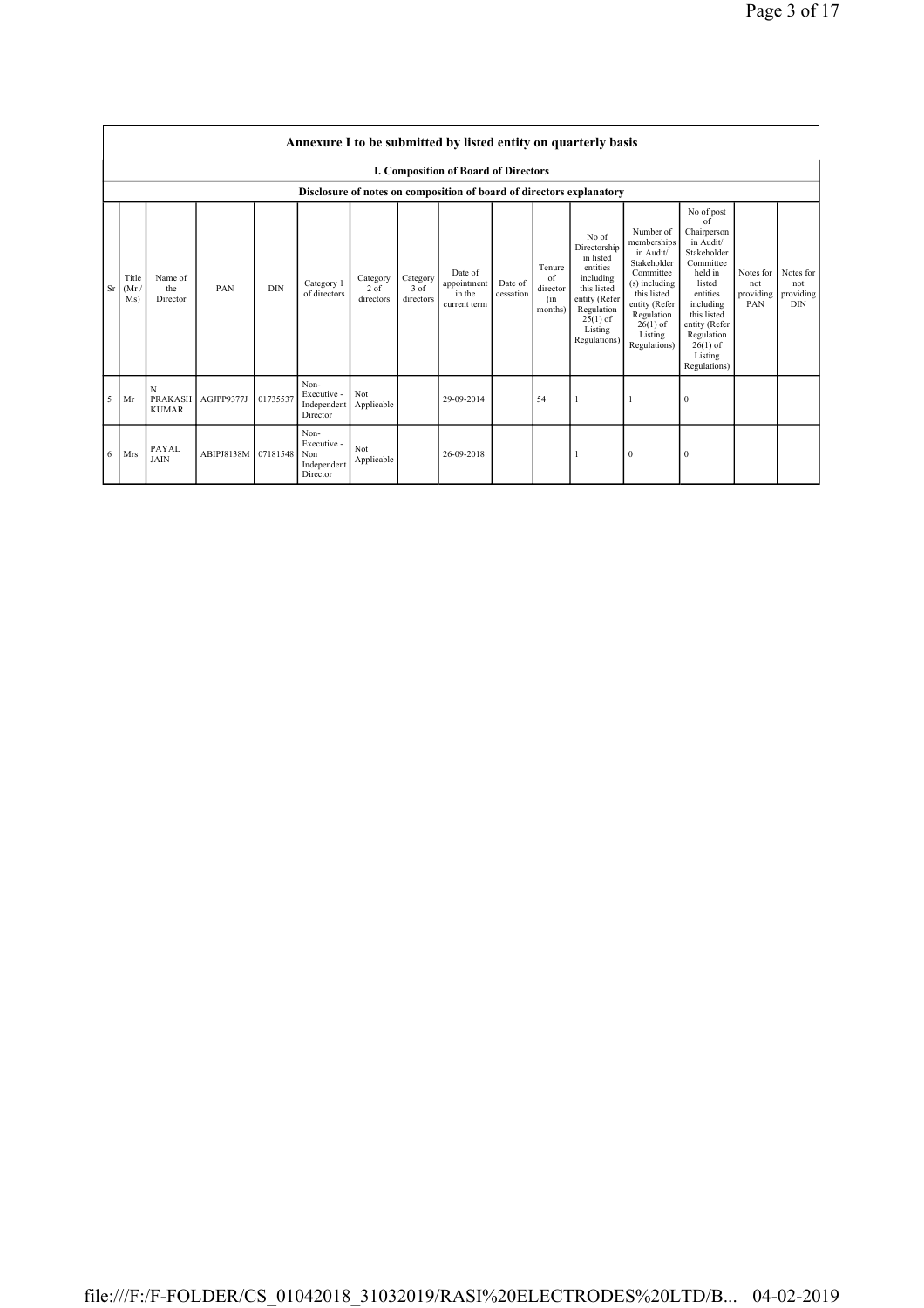| Annexure I to be submitted by listed entity on quarterly basis | | | | | | | | | | | | | | | | |
|---|---|---|---|---|---|---|---|---|---|---|---|---|---|---|---|---|
| I. Composition of Board of Directors | | | | | | | | | | | | | | | | |
| Disclosure of notes on composition of board of directors explanatory | | | | | | | | | | | | | | | | |
| Sr | Title (Mr / Ms) | Name of the Director | PAN | DIN | Category 1 of directors | Category 2 of directors | Category 3 of directors | Date of appointment in the current term | Date of cessation | Tenure of director (in months) | No of Directorship in listed entities including this listed entity (Refer Regulation 25(1) of Listing Regulations) | Number of memberships in Audit/ Stakeholder Committee (s) including this listed entity (Refer Regulation 26(1) of Listing Regulations) | No of post of Chairperson in Audit/ Stakeholder Committee held in listed entities including this listed entity (Refer Regulation 26(1) of Listing Regulations) | Notes for not providing PAN | Notes for not providing DIN |
| 5 | Mr | N PRAKASH KUMAR | AGJPP9377J | 01735537 | Non-Executive - Independent Director | Not Applicable | | 29-09-2014 | | 54 | 1 | 1 | 0 | | |
| 6 | Mrs | PAYAL JAIN | ABIPJ8138M | 07181548 | Non-Executive - Non Independent Director | Not Applicable | | 26-09-2018 | | | 1 | 0 | 0 | | |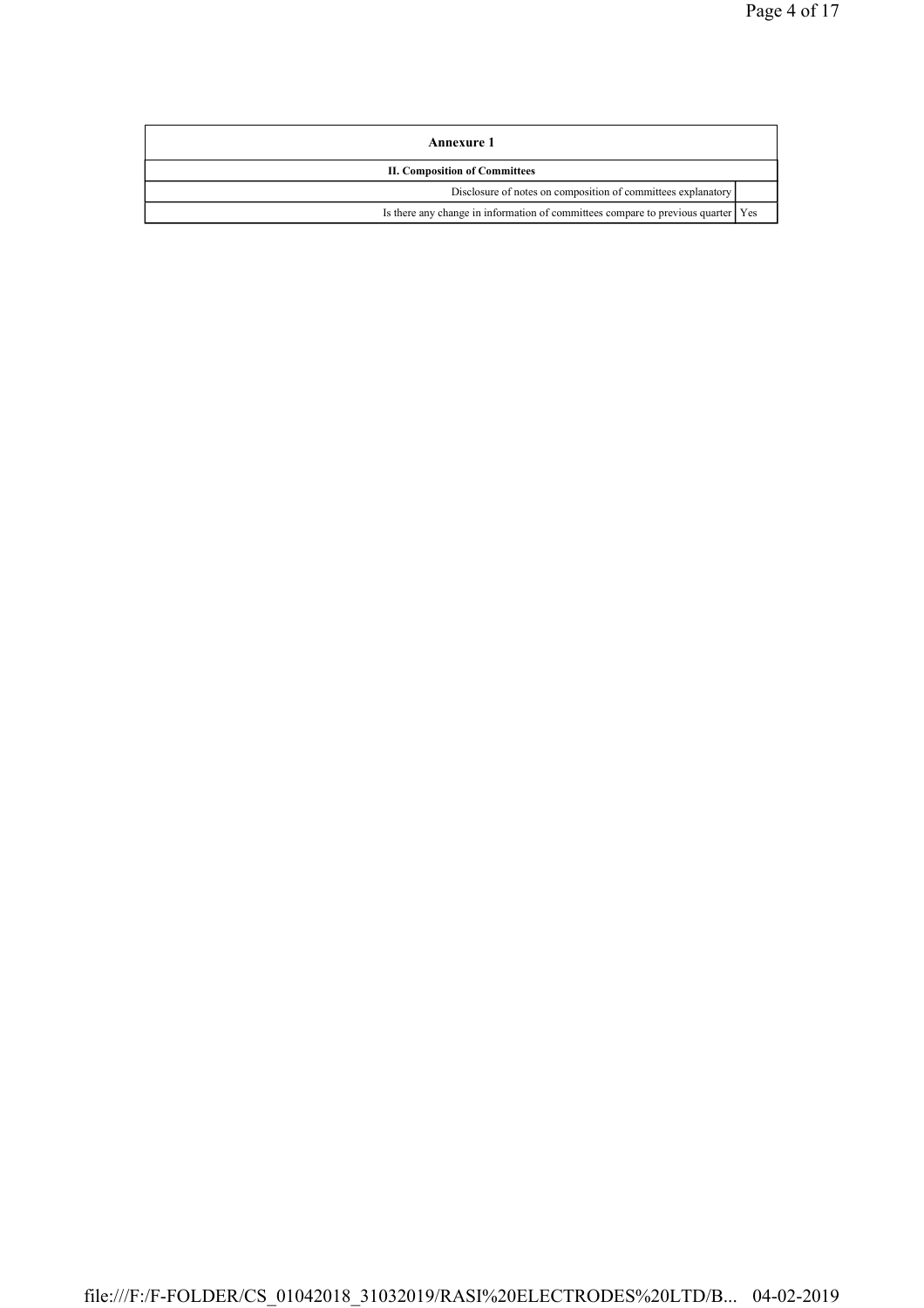| Annexure 1 | |
|---|---|
| **II. Composition of Committees** | |
| Disclosure of notes on composition of committees explanatory | |
| Is there any change in information of committees compare to previous quarter | Yes |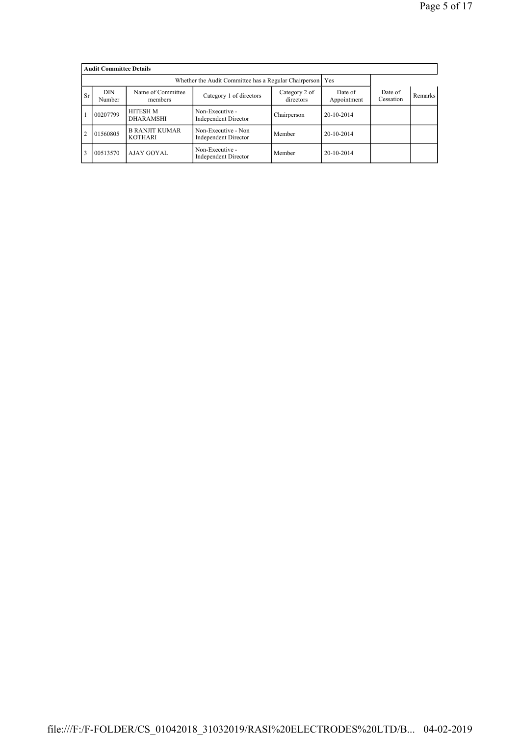| Audit Committee Details | | | | | | | |
|---|---|---|---|---|---|---|---|
| Whether the Audit Committee has a Regular Chairperson | | | | | Yes | | |
| Sr | DIN Number | Name of Committee members | Category 1 of directors | Category 2 of directors | Date of Appointment | Date of Cessation | Remarks |
| 1 | 00207799 | HITESH M DHARAMSHI | Non-Executive - Independent Director | Chairperson | 20-10-2014 | | |
| 2 | 01560805 | B RANJIT KUMAR KOTHARI | Non-Executive - Non Independent Director | Member | 20-10-2014 | | |
| 3 | 00513570 | AJAY GOYAL | Non-Executive - Independent Director | Member | 20-10-2014 | | |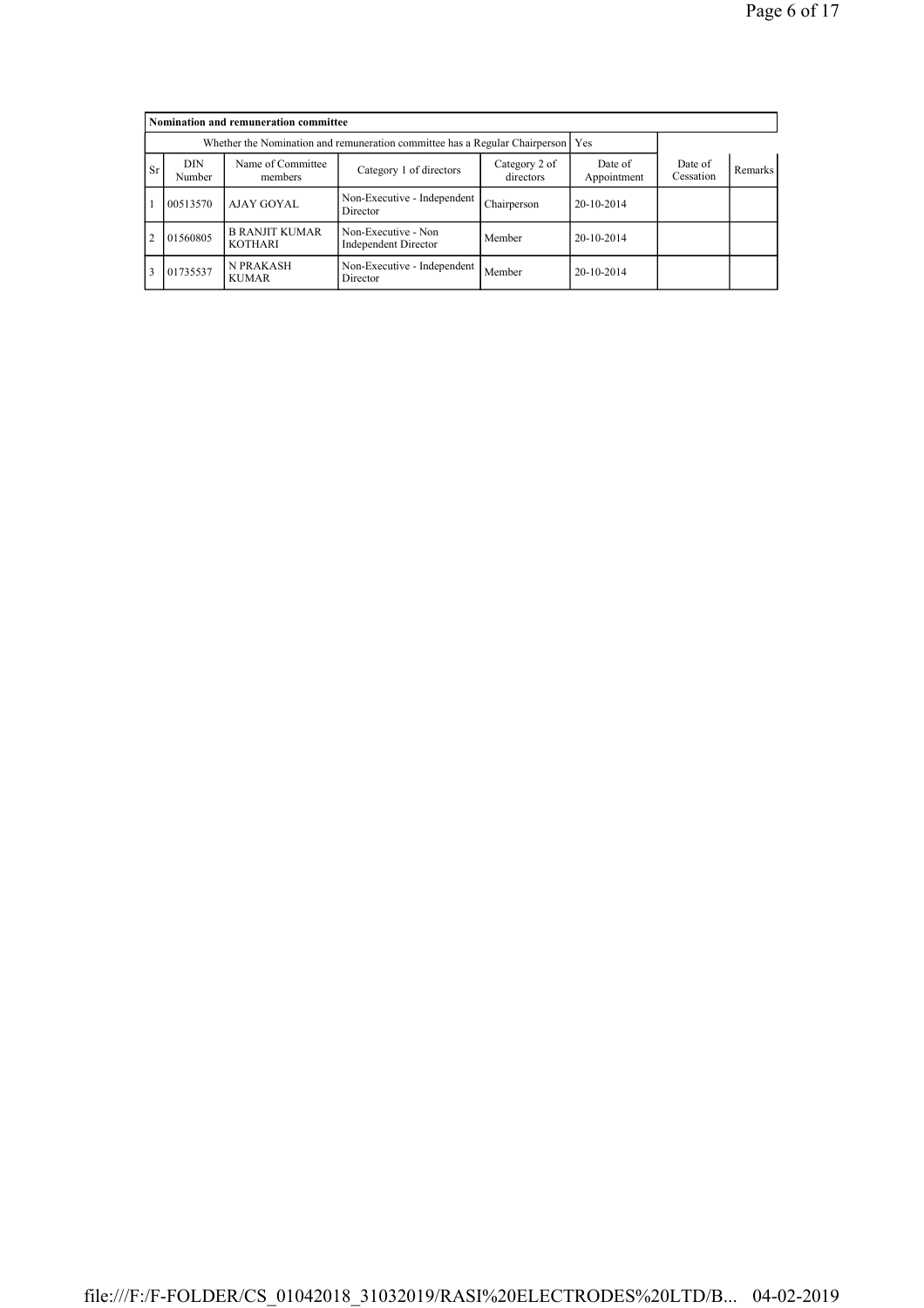| Nomination and remuneration committee | | | | | | | |
|---|---|---|---|---|---|---|---|
| Whether the Nomination and remuneration committee has a Regular Chairperson | | | | | Yes | | |
| Sr | DIN Number | Name of Committee members | Category 1 of directors | Category 2 of directors | Date of Appointment | Date of Cessation | Remarks |
| 1 | 00513570 | AJAY GOYAL | Non-Executive - Independent Director | Chairperson | 20-10-2014 | | |
| 2 | 01560805 | B RANJIT KUMAR KOTHARI | Non-Executive - Non Independent Director | Member | 20-10-2014 | | |
| 3 | 01735537 | N PRAKASH KUMAR | Non-Executive - Independent Director | Member | 20-10-2014 | | |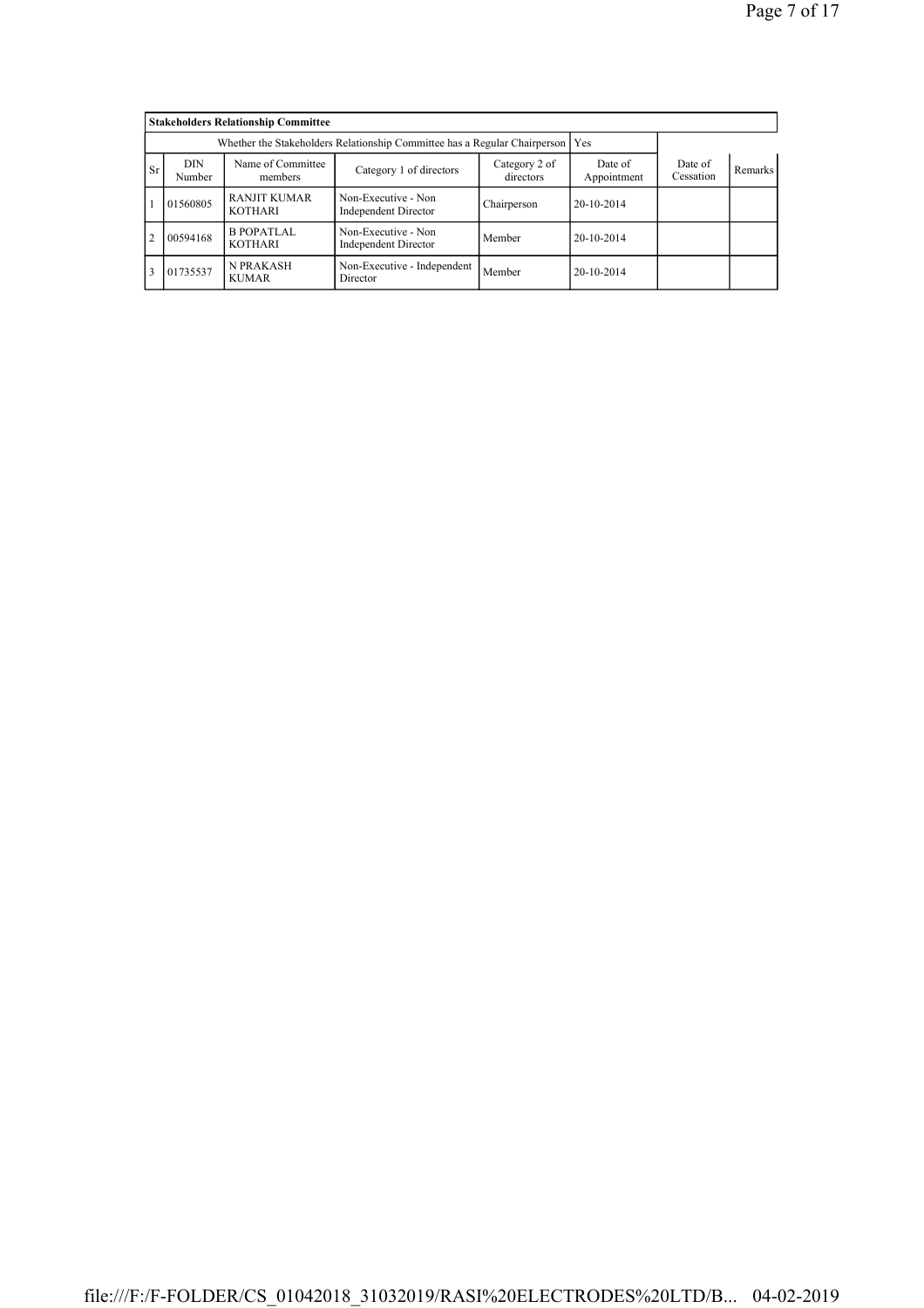| **Stakeholders Relationship Committee** | | | | | | | |
|---|---|---|---|---|---|---|---|
| Whether the Stakeholders Relationship Committee has a Regular Chairperson | | | | | Yes | | |
| Sr | DIN Number | Name of Committee members | Category 1 of directors | Category 2 of directors | Date of Appointment | Date of Cessation | Remarks |
| 1 | 01560805 | RANJIT KUMAR KOTHARI | Non-Executive - Non Independent Director | Chairperson | 20-10-2014 | | |
| 2 | 00594168 | B POPATLAL KOTHARI | Non-Executive - Non Independent Director | Member | 20-10-2014 | | |
| 3 | 01735537 | N PRAKASH KUMAR | Non-Executive - Independent Director | Member | 20-10-2014 | | |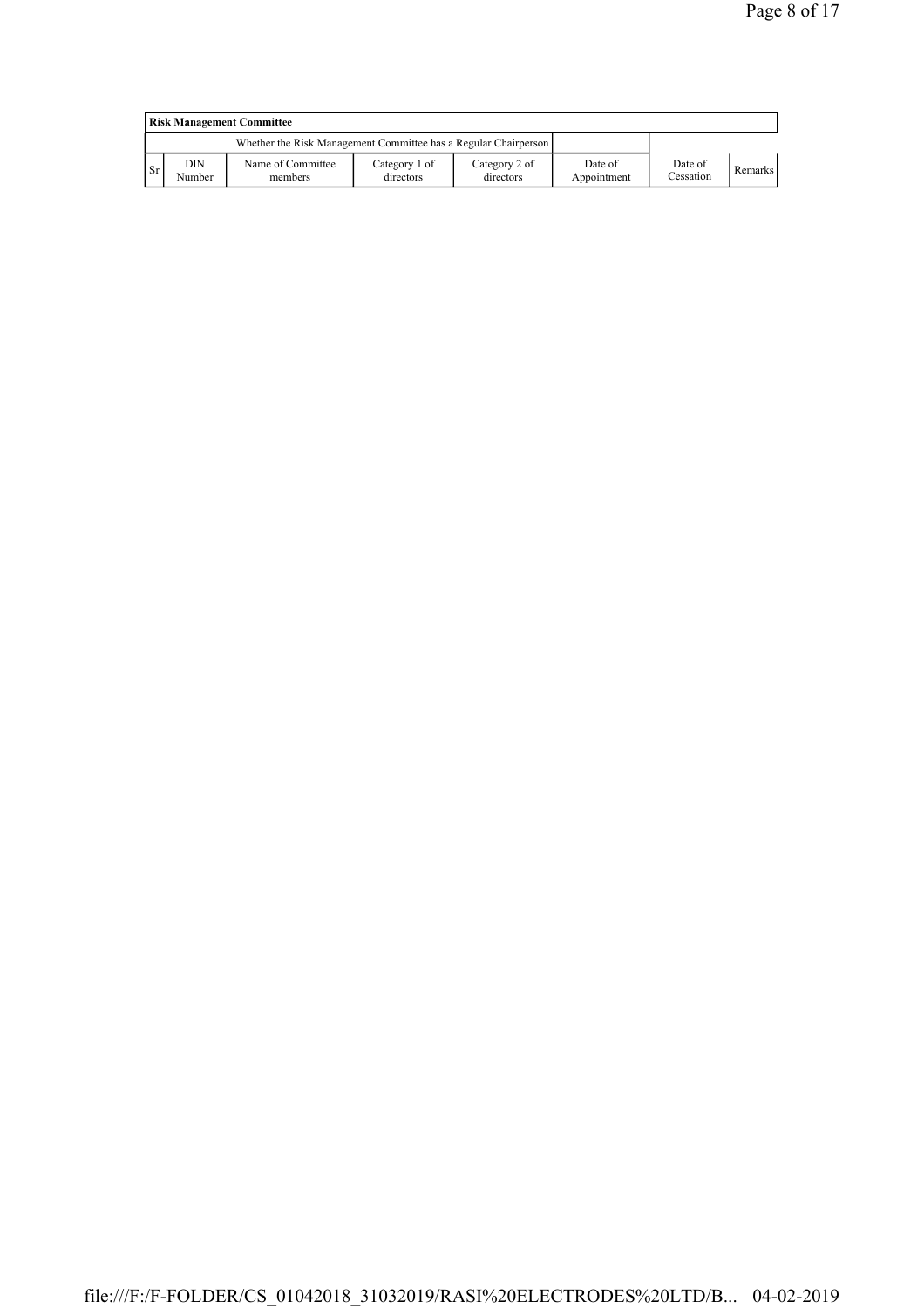| Risk Management Committee | | | | | | | |
|---|---|---|---|---|---|---|---|
| Whether the Risk Management Committee has a Regular Chairperson | | | | | | | |
| Sr | DIN Number | Name of Committee members | Category 1 of directors | Category 2 of directors | Date of Appointment | Date of Cessation | Remarks |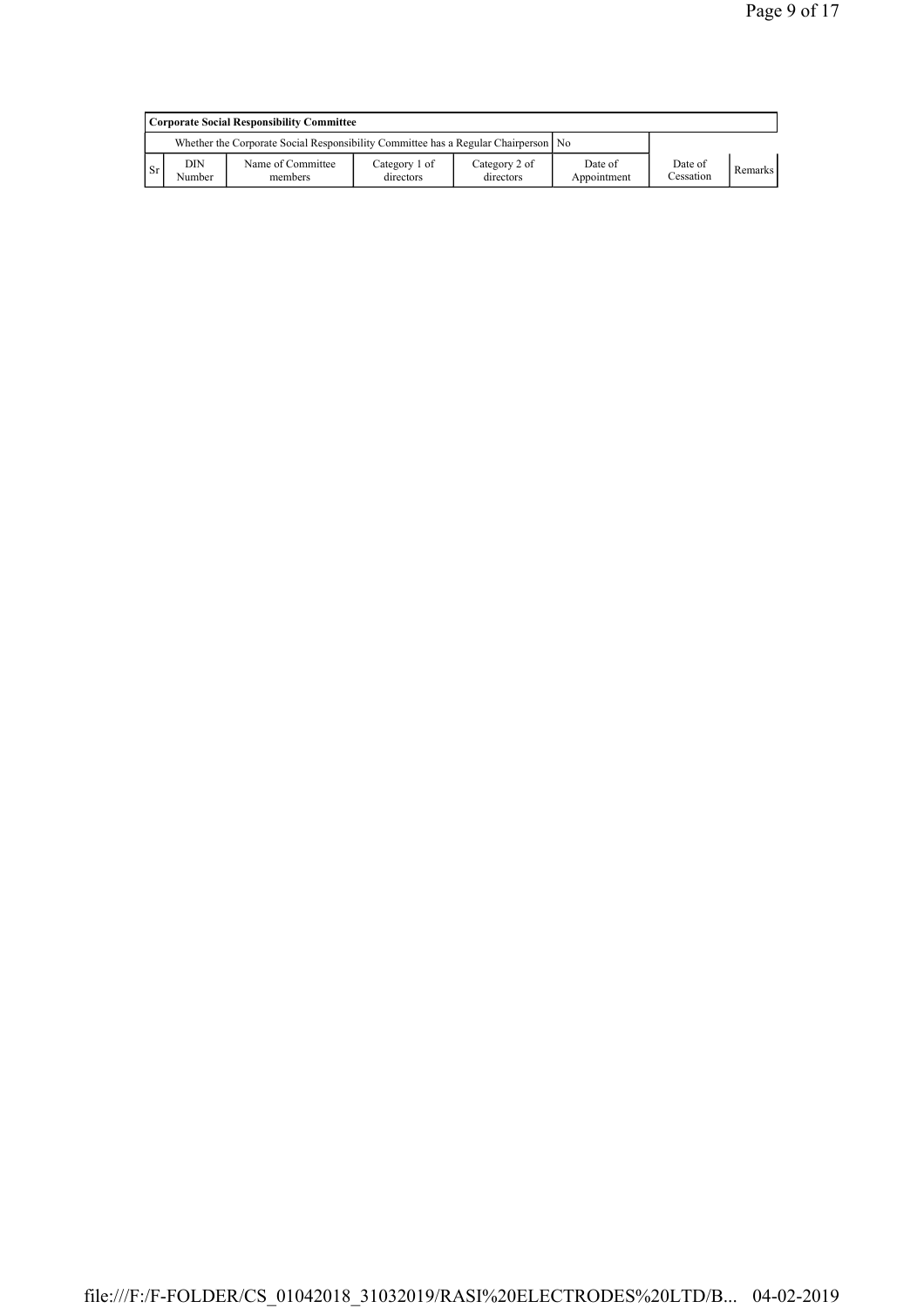| Corporate Social Responsibility Committee | | | | | | | |
|---|---|---|---|---|---|---|---|
| Whether the Corporate Social Responsibility Committee has a Regular Chairperson | | | | | No | | |
| Sr | DIN Number | Name of Committee members | Category 1 of directors | Category 2 of directors | Date of Appointment | Date of Cessation | Remarks |

file:///F:/F-FOLDER/CS_01042018_31032019/RASI%20ELECTRODES%20LTD/B... 04-02-2019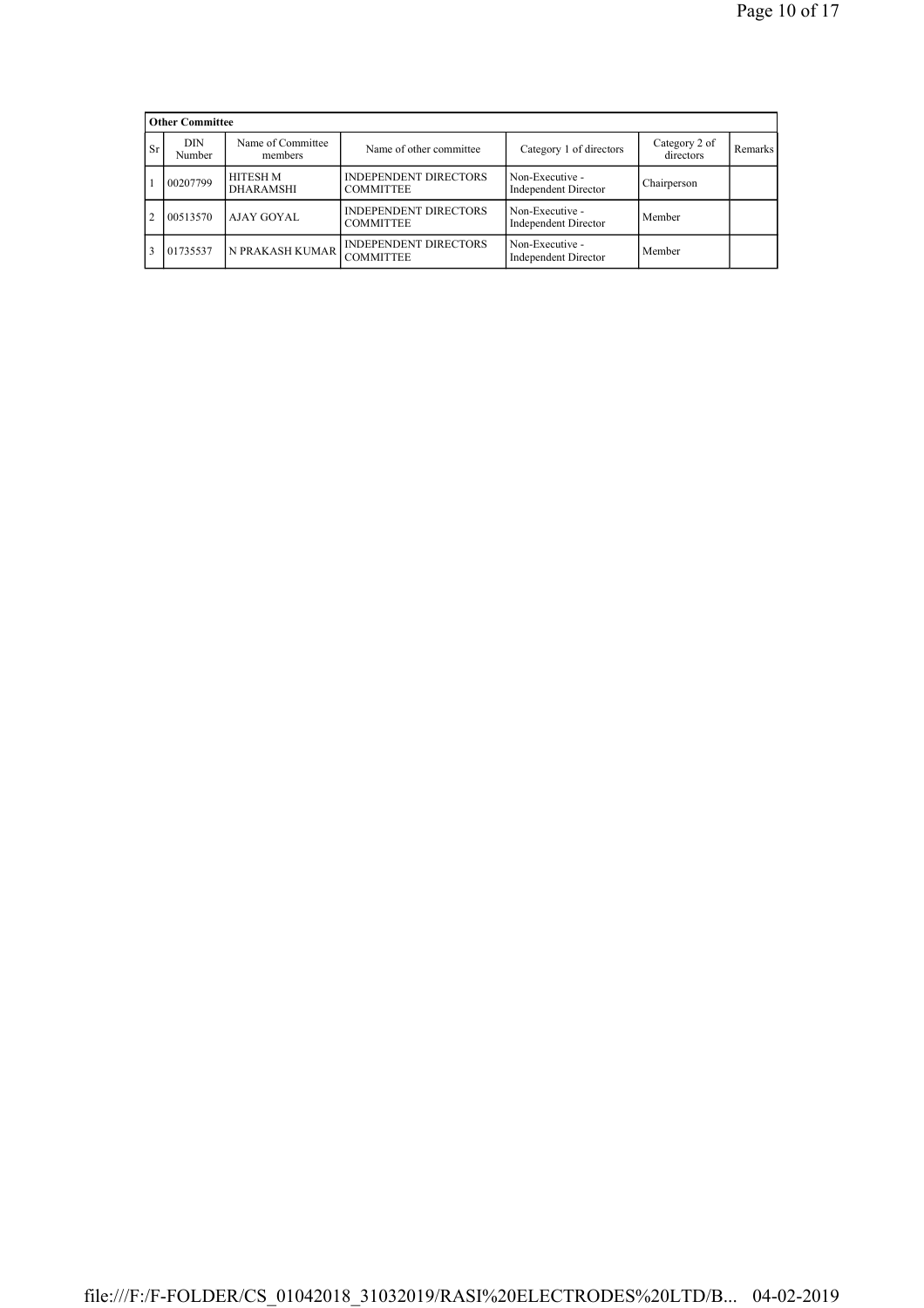| Other Committee | | | | | | |
|---|---|---|---|---|---|---|
| Sr | DIN Number | Name of Committee members | Name of other committee | Category 1 of directors | Category 2 of directors | Remarks |
| 1 | 00207799 | HITESH M DHARAMSHI | INDEPENDENT DIRECTORS COMMITTEE | Non-Executive - Independent Director | Chairperson | |
| 2 | 00513570 | AJAY GOYAL | INDEPENDENT DIRECTORS COMMITTEE | Non-Executive - Independent Director | Member | |
| 3 | 01735537 | N PRAKASH KUMAR | INDEPENDENT DIRECTORS COMMITTEE | Non-Executive - Independent Director | Member | |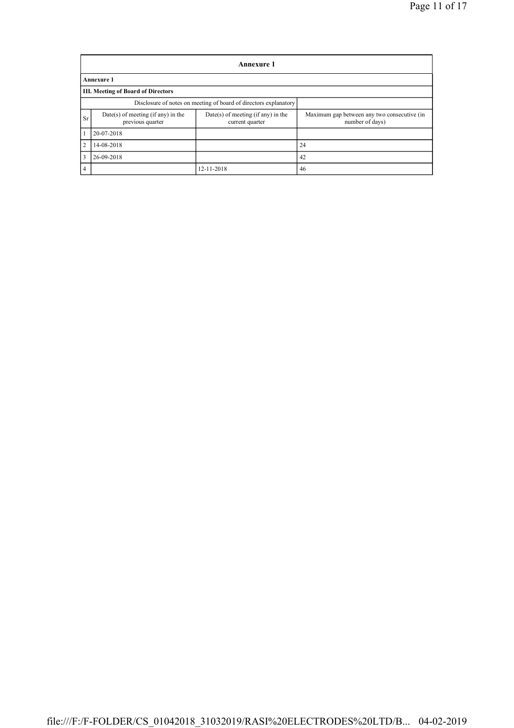| Annexure 1 | | | |
|---|---|---|---|
| **Annexure 1** | | | |
| **III. Meeting of Board of Directors** | | | |
| Disclosure of notes on meeting of board of directors explanatory | | | |
| Sr | Date(s) of meeting (if any) in the previous quarter | Date(s) of meeting (if any) in the current quarter | Maximum gap between any two consecutive (in number of days) |
| 1 | 20-07-2018 | | |
| 2 | 14-08-2018 | | 24 |
| 3 | 26-09-2018 | | 42 |
| 4 | | 12-11-2018 | 46 |

file:///F:/F-FOLDER/CS_01042018_31032019/RASI%20ELECTRODES%20LTD/B... 04-02-2019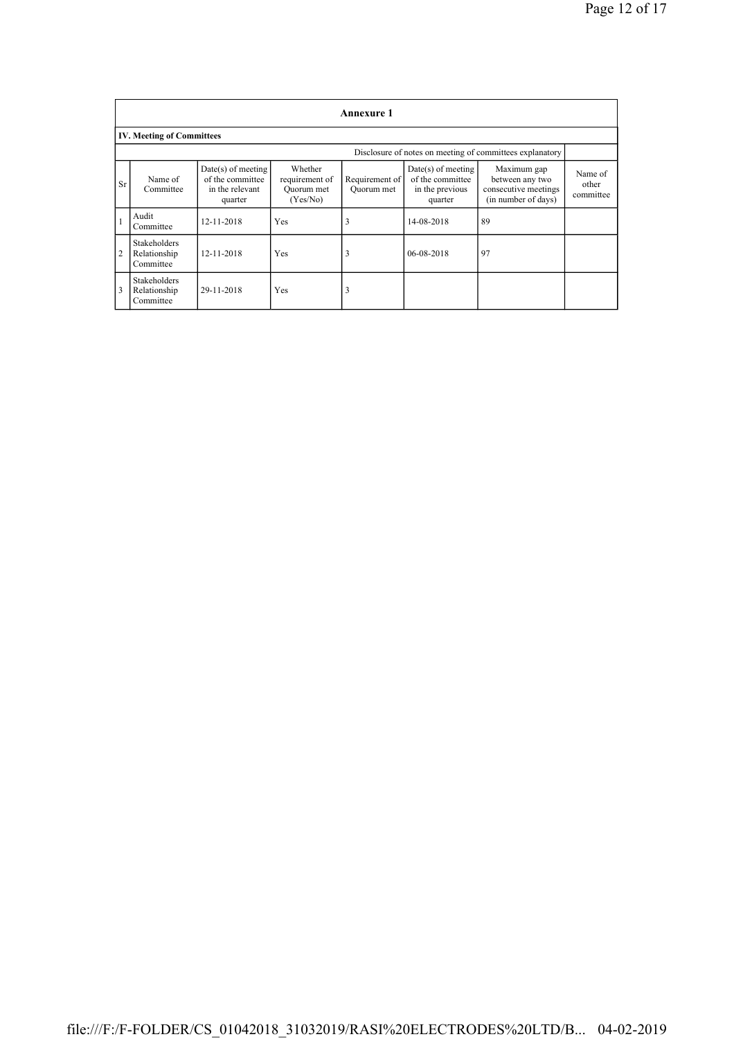**Annexure 1**

**IV. Meeting of Committees**

| | | | | | | Disclosure of notes on meeting of committees explanatory | |
|---|---|---|---|---|---|---|---|
| Sr | Name of Committee | Date(s) of meeting of the committee in the relevant quarter | Whether requirement of Quorum met (Yes/No) | Requirement of Quorum met | Date(s) of meeting of the committee in the previous quarter | Maximum gap between any two consecutive meetings (in number of days) | Name of other committee |
| 1 | Audit Committee | 12-11-2018 | Yes | 3 | 14-08-2018 | 89 | |
| 2 | Stakeholders Relationship Committee | 12-11-2018 | Yes | 3 | 06-08-2018 | 97 | |
| 3 | Stakeholders Relationship Committee | 29-11-2018 | Yes | 3 | | | |

file:///F:/F-FOLDER/CS_01042018_31032019/RASI%20ELECTRODES%20LTD/B... 04-02-2019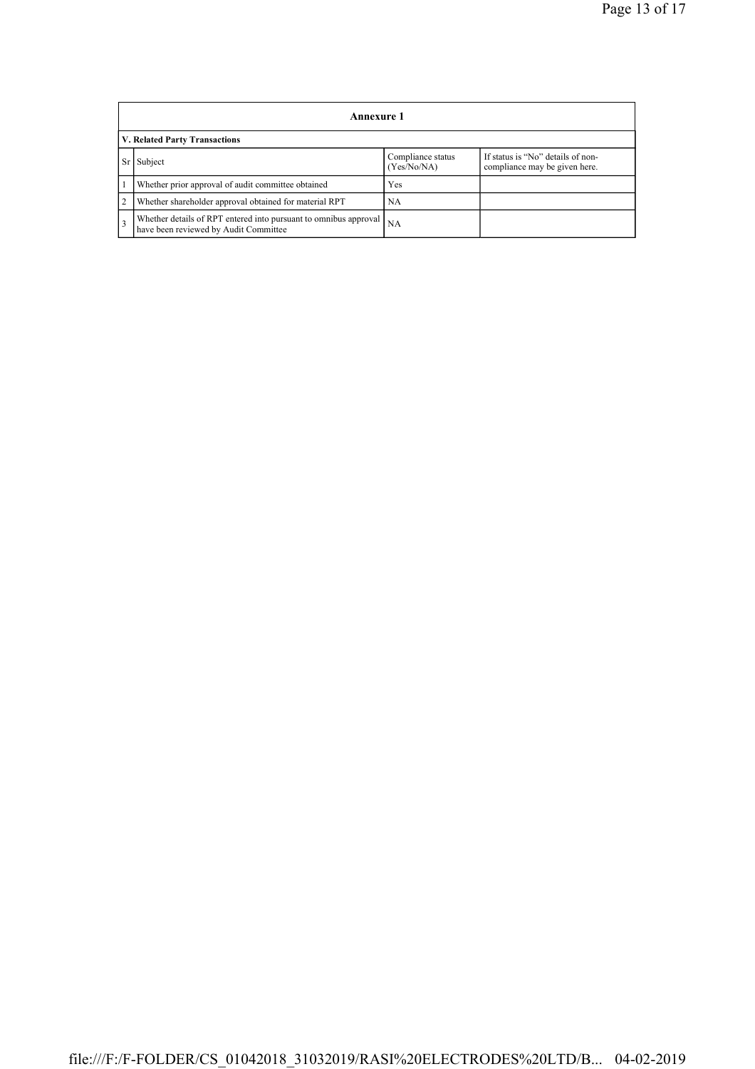| Annexure 1 | | | |
|---|---|---|---|
| **V. Related Party Transactions** | | | |
| Sr | Subject | Compliance status (Yes/No/NA) | If status is "No" details of non-compliance may be given here. |
| 1 | Whether prior approval of audit committee obtained | Yes | |
| 2 | Whether shareholder approval obtained for material RPT | NA | |
| 3 | Whether details of RPT entered into pursuant to omnibus approval have been reviewed by Audit Committee | NA | |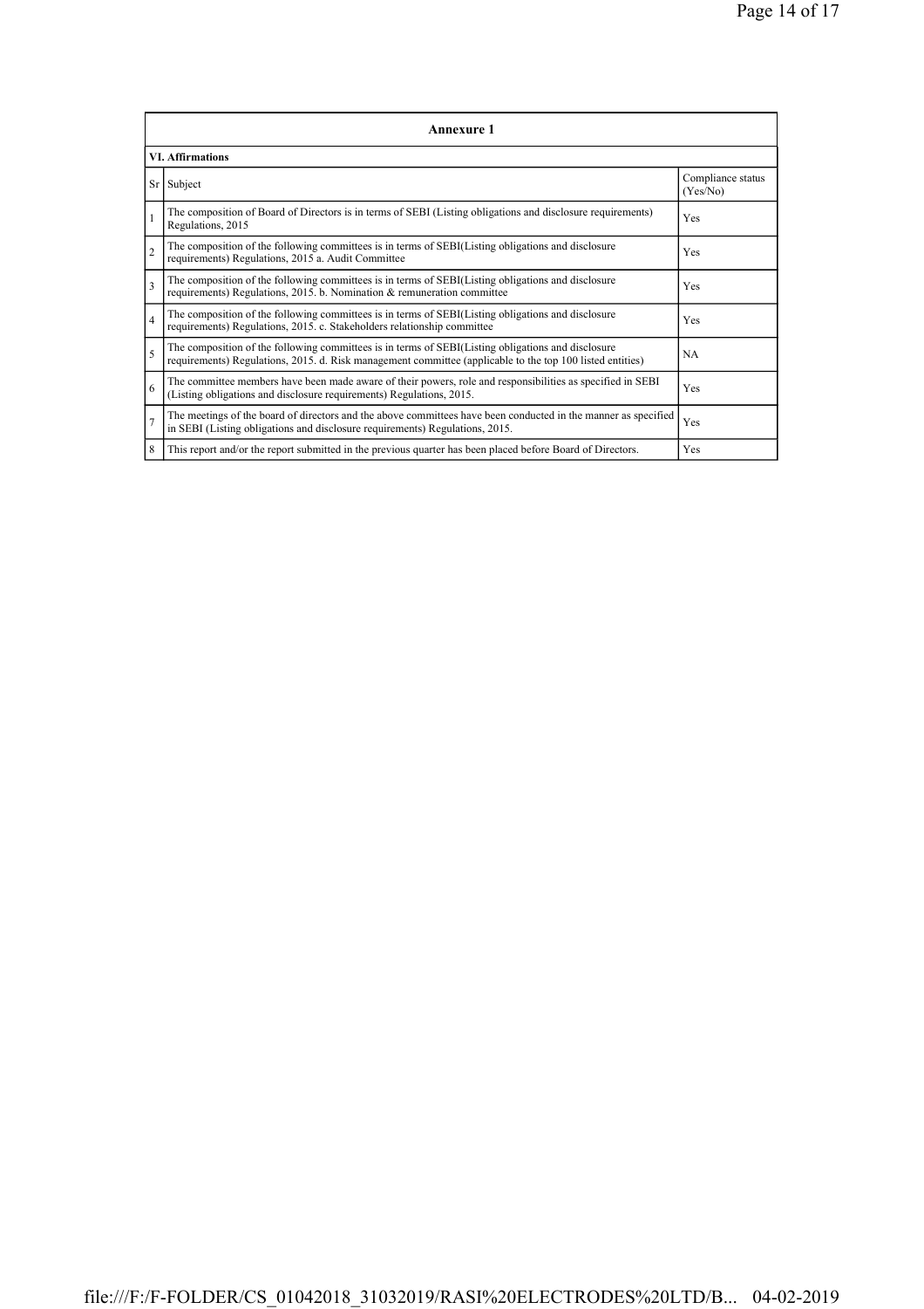## Annexure 1

### VI. Affirmations

| Sr | Subject | Compliance status (Yes/No) |
|---|---|---|
| 1 | The composition of Board of Directors is in terms of SEBI (Listing obligations and disclosure requirements) Regulations, 2015 | Yes |
| 2 | The composition of the following committees is in terms of SEBI(Listing obligations and disclosure requirements) Regulations, 2015 a. Audit Committee | Yes |
| 3 | The composition of the following committees is in terms of SEBI(Listing obligations and disclosure requirements) Regulations, 2015. b. Nomination & remuneration committee | Yes |
| 4 | The composition of the following committees is in terms of SEBI(Listing obligations and disclosure requirements) Regulations, 2015. c. Stakeholders relationship committee | Yes |
| 5 | The composition of the following committees is in terms of SEBI(Listing obligations and disclosure requirements) Regulations, 2015. d. Risk management committee (applicable to the top 100 listed entities) | NA |
| 6 | The committee members have been made aware of their powers, role and responsibilities as specified in SEBI (Listing obligations and disclosure requirements) Regulations, 2015. | Yes |
| 7 | The meetings of the board of directors and the above committees have been conducted in the manner as specified in SEBI (Listing obligations and disclosure requirements) Regulations, 2015. | Yes |
| 8 | This report and/or the report submitted in the previous quarter has been placed before Board of Directors. | Yes |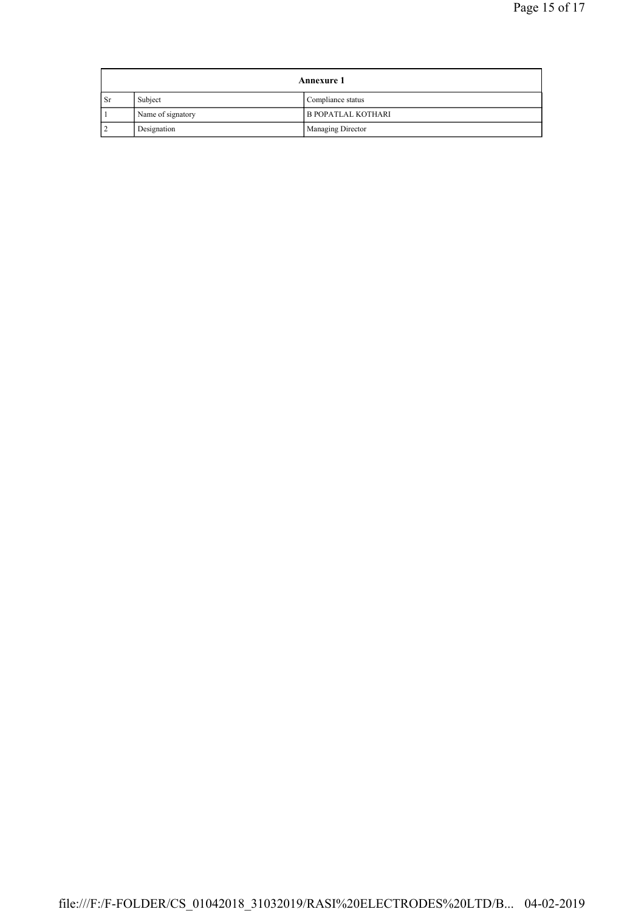| Annexure 1 | | |
|---|---|---|
| Sr | Subject | Compliance status |
| 1 | Name of signatory | B POPATLAL KOTHARI |
| 2 | Designation | Managing Director |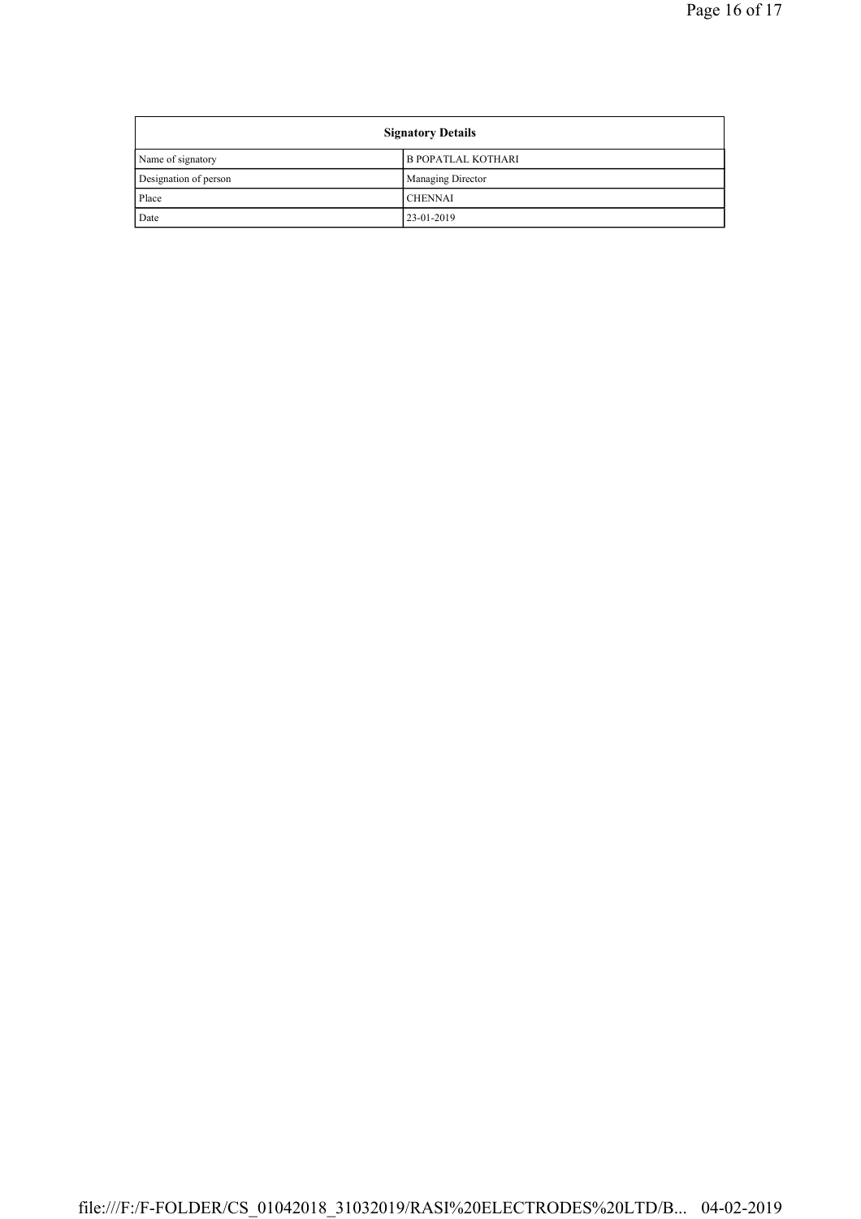| Signatory Details | |
|---|---|
| Name of signatory | B POPATLAL KOTHARI |
| Designation of person | Managing Director |
| Place | CHENNAI |
| Date | 23-01-2019 |